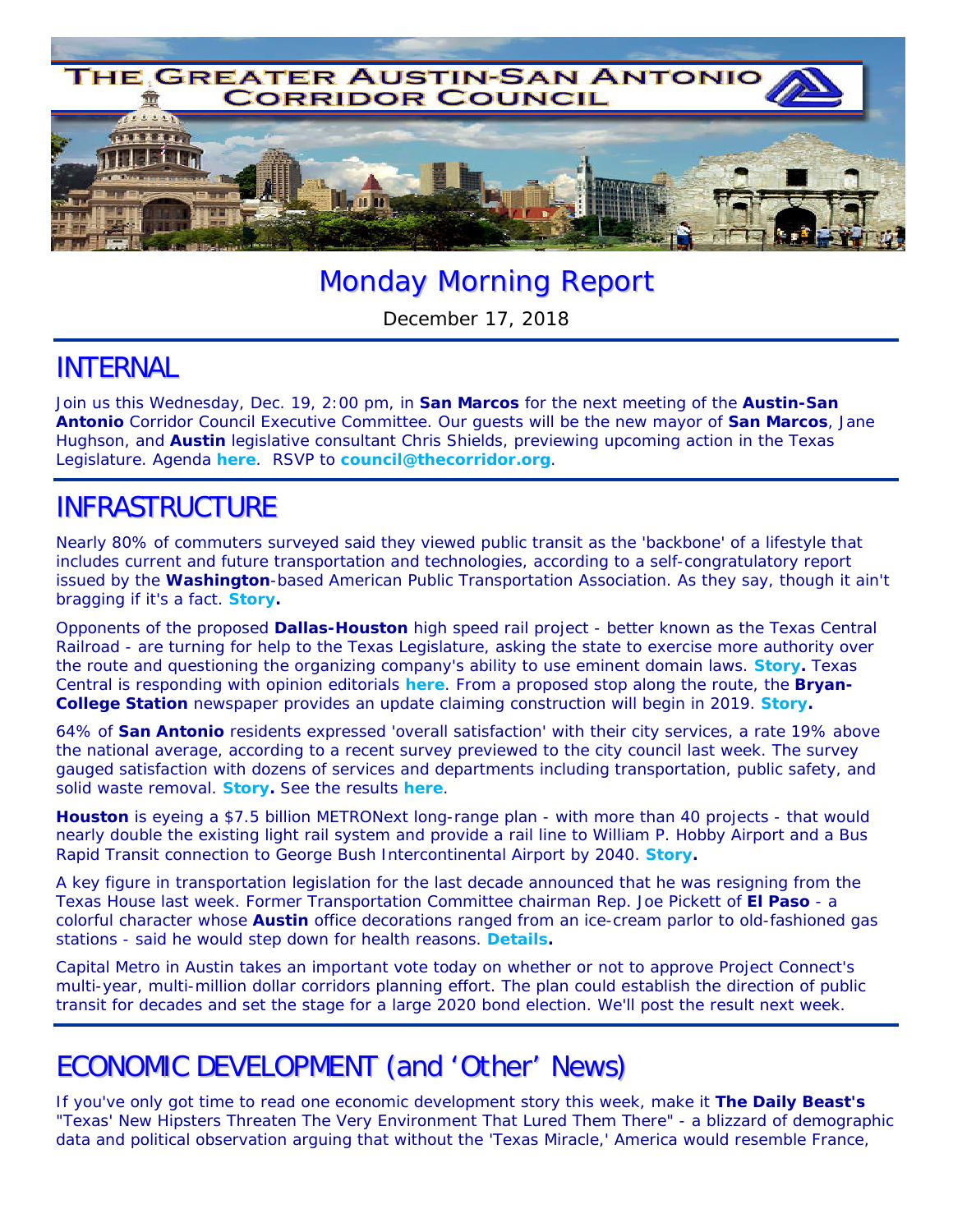# THE GREATER AUSTIN-SAN ANTONIO CORRIDOR COUNCIL

# Monday Morning Report

December 17, 2018

## INTERNAL

Join us this Wednesday, Dec. 19, 2:00 pm, in **San Marcos** for the next meeting of the **Austin-San Antonio** Corridor Council Executive Committee. Our guests will be the new mayor of **San Marcos**, Jane Hughson, and **Austin** legislative consultant Chris Shields, previewing upcoming action in the Texas Legislature. Agenda **here**. RSVP to **council@thecorridor.org**.

## INFRASTRUCTURE

Nearly 80% of commuters surveyed said they viewed public transit as the 'backbone' of a lifestyle that includes current and future transportation and technologies, according to a self-congratulatory report issued by the **Washington**-based American Public Transportation Association. As they say, though it ain't bragging if it's a fact. **Story.**

Opponents of the proposed **Dallas-Houston** high speed rail project - better known as the Texas Central Railroad - are turning for help to the Texas Legislature, asking the state to exercise more authority over the route and questioning the organizing company's ability to use eminent domain laws. **Story.** Texas Central is responding with opinion editorials **here**. From a proposed stop along the route, the **Bryan-College Station** newspaper provides an update claiming construction will begin in 2019. **Story.**

64% of **San Antonio** residents expressed 'overall satisfaction' with their city services, a rate 19% above the national average, according to a recent survey previewed to the city council last week. The survey gauged satisfaction with dozens of services and departments including transportation, public safety, and solid waste removal. **Story.** See the results **here**.

**Houston** is eyeing a $7.5 billion METRONext long-range plan - with more than 40 projects - that would nearly double the existing light rail system and provide a rail line to William P. Hobby Airport and a Bus Rapid Transit connection to George Bush Intercontinental Airport by 2040. **Story.**

A key figure in transportation legislation for the last decade announced that he was resigning from the Texas House last week. Former Transportation Committee chairman Rep. Joe Pickett of **El Paso** - a colorful character whose **Austin** office decorations ranged from an ice-cream parlor to old-fashioned gas stations - said he would step down for health reasons. **Details.**

Capital Metro in Austin takes an important vote today on whether or not to approve Project Connect's multi-year, multi-million dollar corridors planning effort. The plan could establish the direction of public transit for decades and set the stage for a large 2020 bond election. We'll post the result next week.

## ECONOMIC DEVELOPMENT (and 'Other' News)

If you've only got time to read one economic development story this week, make it **The Daily Beast's** "Texas' New Hipsters Threaten The Very Environment That Lured Them There" - a blizzard of demographic data and political observation arguing that without the 'Texas Miracle,' America would resemble France,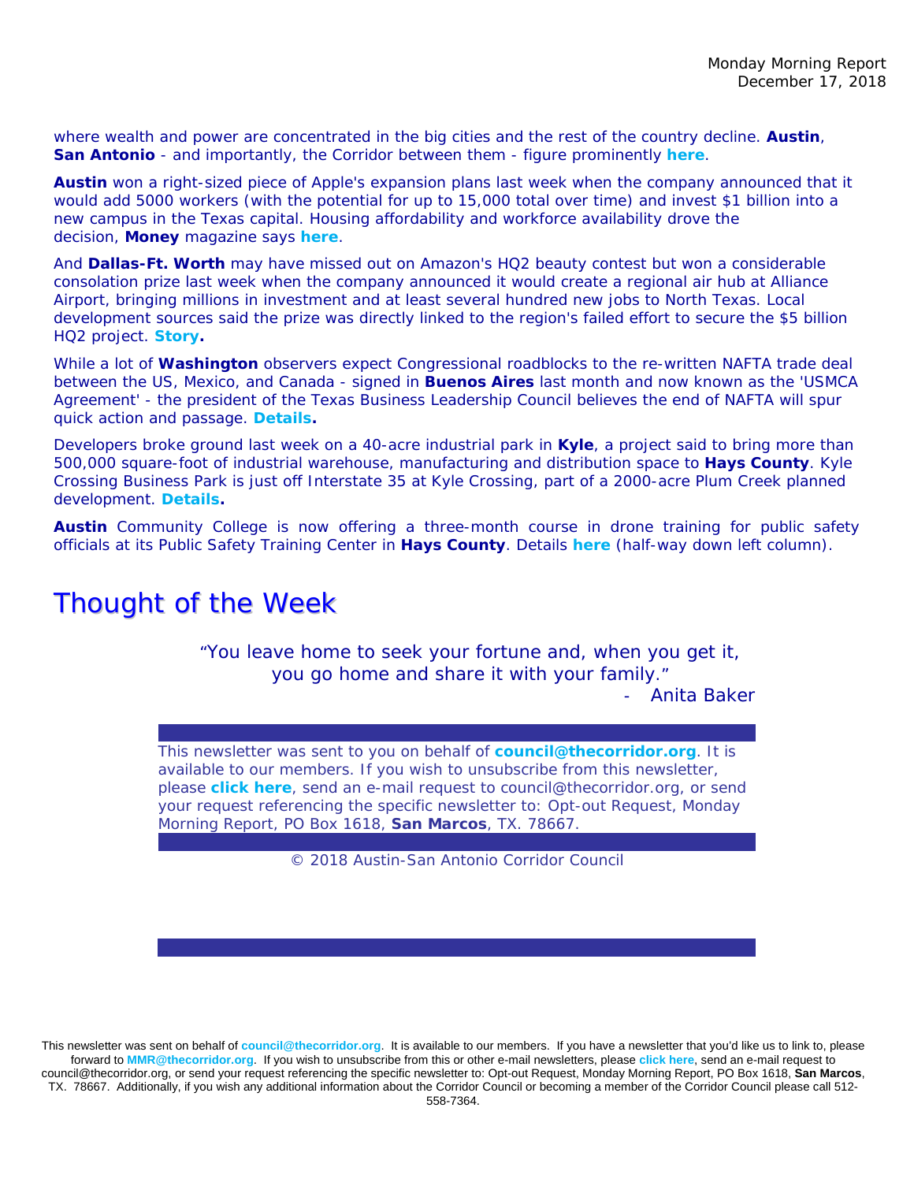where wealth and power are concentrated in the big cities and the rest of the country decline. **Austin**, **San Antonio** - and importantly, the Corridor between them - figure prominently **here**.

**Austin** won a right-sized piece of Apple's expansion plans last week when the company announced that it would add 5000 workers (with the potential for up to 15,000 total over time) and invest $1 billion into a new campus in the Texas capital. Housing affordability and workforce availability drove the decision, **Money** magazine says **here**.

And **Dallas-Ft. Worth** may have missed out on Amazon's HQ2 beauty contest but won a considerable consolation prize last week when the company announced it would create a regional air hub at Alliance Airport, bringing millions in investment and at least several hundred new jobs to North Texas. Local development sources said the prize was directly linked to the region's failed effort to secure the $5 billion HQ2 project. **Story.**

While a lot of **Washington** observers expect Congressional roadblocks to the re-written NAFTA trade deal between the US, Mexico, and Canada - signed in **Buenos Aires** last month and now known as the 'USMCA Agreement' - the president of the Texas Business Leadership Council believes the end of NAFTA will spur quick action and passage. **Details.**

Developers broke ground last week on a 40-acre industrial park in **Kyle**, a project said to bring more than 500,000 square-foot of industrial warehouse, manufacturing and distribution space to **Hays County**. Kyle Crossing Business Park is just off Interstate 35 at Kyle Crossing, part of a 2000-acre Plum Creek planned development. **Details.**

**Austin** Community College is now offering a three-month course in drone training for public safety officials at its Public Safety Training Center in **Hays County**. Details **here** (half-way down left column).

# Thought of the Week

"You leave home to seek your fortune and, when you get it, you go home and share it with your family."

\- Anita Baker

This newsletter was sent to you on behalf of **council@thecorridor.org**. It is available to our members. If you wish to unsubscribe from this newsletter, please **click here**, send an e-mail request to council@thecorridor.org, or send your request referencing the specific newsletter to: Opt-out Request, Monday Morning Report, PO Box 1618, **San Marcos**, TX. 78667.

© 2018 Austin-San Antonio Corridor Council

This newsletter was sent on behalf of **council@thecorridor.org**. It is available to our members. If you have a newsletter that you'd like us to link to, please forward to **MMR@thecorridor.org**. If you wish to unsubscribe from this or other e-mail newsletters, please **click here**, send an e-mail request to council@thecorridor.org, or send your request referencing the specific newsletter to: Opt-out Request, Monday Morning Report, PO Box 1618, **San Marcos**, TX. 78667. Additionally, if you wish any additional information about the Corridor Council or becoming a member of the Corridor Council please call 512-558-7364.